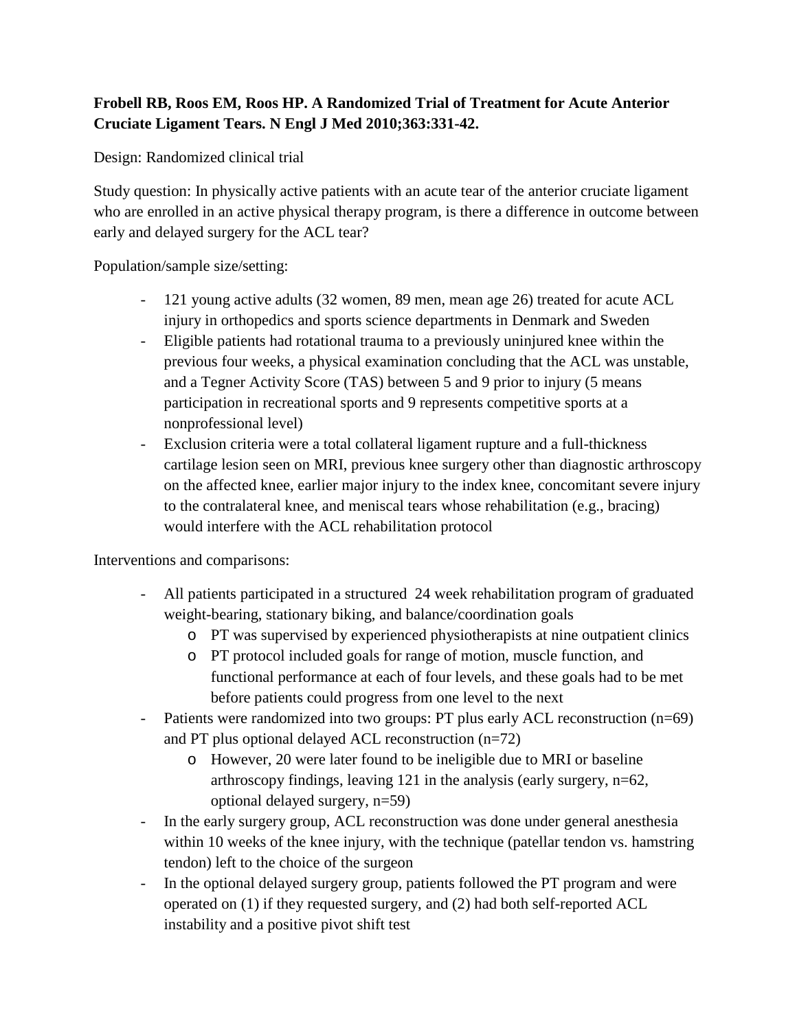**Frobell RB, Roos EM, Roos HP. A Randomized Trial of Treatment for Acute Anterior Cruciate Ligament Tears. N Engl J Med 2010;363:331-42.**

Design: Randomized clinical trial

Study question: In physically active patients with an acute tear of the anterior cruciate ligament who are enrolled in an active physical therapy program, is there a difference in outcome between early and delayed surgery for the ACL tear?

Population/sample size/setting:

- 121 young active adults (32 women, 89 men, mean age 26) treated for acute ACL injury in orthopedics and sports science departments in Denmark and Sweden
- Eligible patients had rotational trauma to a previously uninjured knee within the previous four weeks, a physical examination concluding that the ACL was unstable, and a Tegner Activity Score (TAS) between 5 and 9 prior to injury (5 means participation in recreational sports and 9 represents competitive sports at a nonprofessional level)
- Exclusion criteria were a total collateral ligament rupture and a full-thickness cartilage lesion seen on MRI, previous knee surgery other than diagnostic arthroscopy on the affected knee, earlier major injury to the index knee, concomitant severe injury to the contralateral knee, and meniscal tears whose rehabilitation (e.g., bracing) would interfere with the ACL rehabilitation protocol

Interventions and comparisons:

- All patients participated in a structured 24 week rehabilitation program of graduated weight-bearing, stationary biking, and balance/coordination goals
  - PT was supervised by experienced physiotherapists at nine outpatient clinics
  - PT protocol included goals for range of motion, muscle function, and functional performance at each of four levels, and these goals had to be met before patients could progress from one level to the next
- Patients were randomized into two groups: PT plus early ACL reconstruction (n=69) and PT plus optional delayed ACL reconstruction (n=72)
  - However, 20 were later found to be ineligible due to MRI or baseline arthroscopy findings, leaving 121 in the analysis (early surgery, n=62, optional delayed surgery, n=59)
- In the early surgery group, ACL reconstruction was done under general anesthesia within 10 weeks of the knee injury, with the technique (patellar tendon vs. hamstring tendon) left to the choice of the surgeon
- In the optional delayed surgery group, patients followed the PT program and were operated on (1) if they requested surgery, and (2) had both self-reported ACL instability and a positive pivot shift test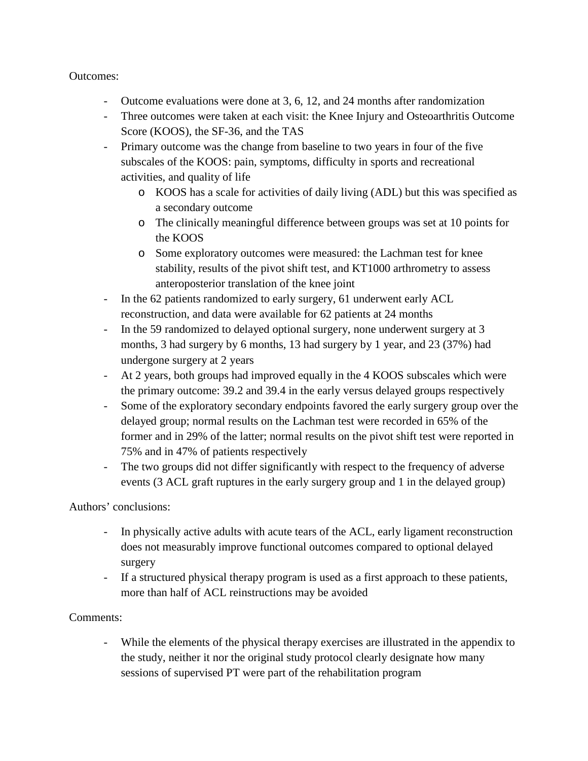Outcomes:

- Outcome evaluations were done at 3, 6, 12, and 24 months after randomization
- Three outcomes were taken at each visit: the Knee Injury and Osteoarthritis Outcome Score (KOOS), the SF-36, and the TAS
- Primary outcome was the change from baseline to two years in four of the five subscales of the KOOS: pain, symptoms, difficulty in sports and recreational activities, and quality of life
    - KOOS has a scale for activities of daily living (ADL) but this was specified as a secondary outcome
    - The clinically meaningful difference between groups was set at 10 points for the KOOS
    - Some exploratory outcomes were measured: the Lachman test for knee stability, results of the pivot shift test, and KT1000 arthrometry to assess anteroposterior translation of the knee joint
- In the 62 patients randomized to early surgery, 61 underwent early ACL reconstruction, and data were available for 62 patients at 24 months
- In the 59 randomized to delayed optional surgery, none underwent surgery at 3 months, 3 had surgery by 6 months, 13 had surgery by 1 year, and 23 (37%) had undergone surgery at 2 years
- At 2 years, both groups had improved equally in the 4 KOOS subscales which were the primary outcome: 39.2 and 39.4 in the early versus delayed groups respectively
- Some of the exploratory secondary endpoints favored the early surgery group over the delayed group; normal results on the Lachman test were recorded in 65% of the former and in 29% of the latter; normal results on the pivot shift test were reported in 75% and in 47% of patients respectively
- The two groups did not differ significantly with respect to the frequency of adverse events (3 ACL graft ruptures in the early surgery group and 1 in the delayed group)

Authors' conclusions:

- In physically active adults with acute tears of the ACL, early ligament reconstruction does not measurably improve functional outcomes compared to optional delayed surgery
- If a structured physical therapy program is used as a first approach to these patients, more than half of ACL reinstructions may be avoided

Comments:

- While the elements of the physical therapy exercises are illustrated in the appendix to the study, neither it nor the original study protocol clearly designate how many sessions of supervised PT were part of the rehabilitation program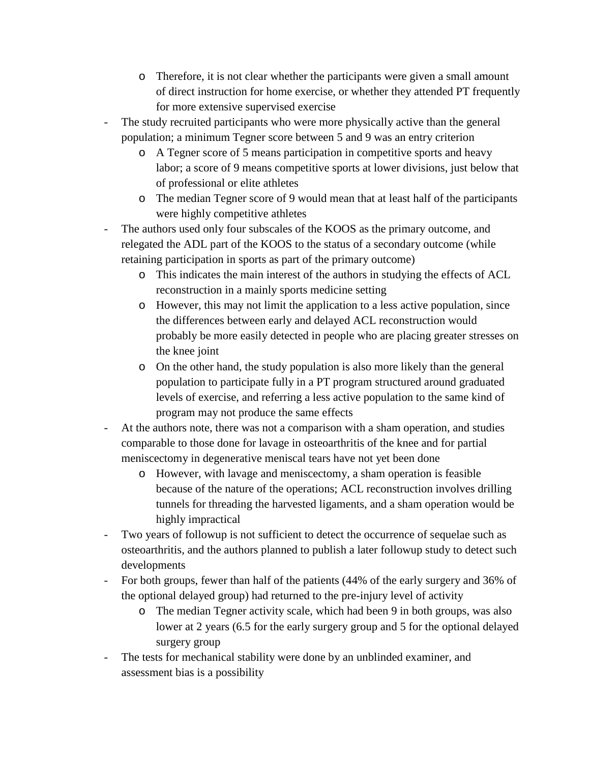- Therefore, it is not clear whether the participants were given a small amount of direct instruction for home exercise, or whether they attended PT frequently for more extensive supervised exercise
- The study recruited participants who were more physically active than the general population; a minimum Tegner score between 5 and 9 was an entry criterion
  - A Tegner score of 5 means participation in competitive sports and heavy labor; a score of 9 means competitive sports at lower divisions, just below that of professional or elite athletes
  - The median Tegner score of 9 would mean that at least half of the participants were highly competitive athletes
- The authors used only four subscales of the KOOS as the primary outcome, and relegated the ADL part of the KOOS to the status of a secondary outcome (while retaining participation in sports as part of the primary outcome)
  - This indicates the main interest of the authors in studying the effects of ACL reconstruction in a mainly sports medicine setting
  - However, this may not limit the application to a less active population, since the differences between early and delayed ACL reconstruction would probably be more easily detected in people who are placing greater stresses on the knee joint
  - On the other hand, the study population is also more likely than the general population to participate fully in a PT program structured around graduated levels of exercise, and referring a less active population to the same kind of program may not produce the same effects
- At the authors note, there was not a comparison with a sham operation, and studies comparable to those done for lavage in osteoarthritis of the knee and for partial meniscectomy in degenerative meniscal tears have not yet been done
  - However, with lavage and meniscectomy, a sham operation is feasible because of the nature of the operations; ACL reconstruction involves drilling tunnels for threading the harvested ligaments, and a sham operation would be highly impractical
- Two years of followup is not sufficient to detect the occurrence of sequelae such as osteoarthritis, and the authors planned to publish a later followup study to detect such developments
- For both groups, fewer than half of the patients (44% of the early surgery and 36% of the optional delayed group) had returned to the pre-injury level of activity
  - The median Tegner activity scale, which had been 9 in both groups, was also lower at 2 years (6.5 for the early surgery group and 5 for the optional delayed surgery group
- The tests for mechanical stability were done by an unblinded examiner, and assessment bias is a possibility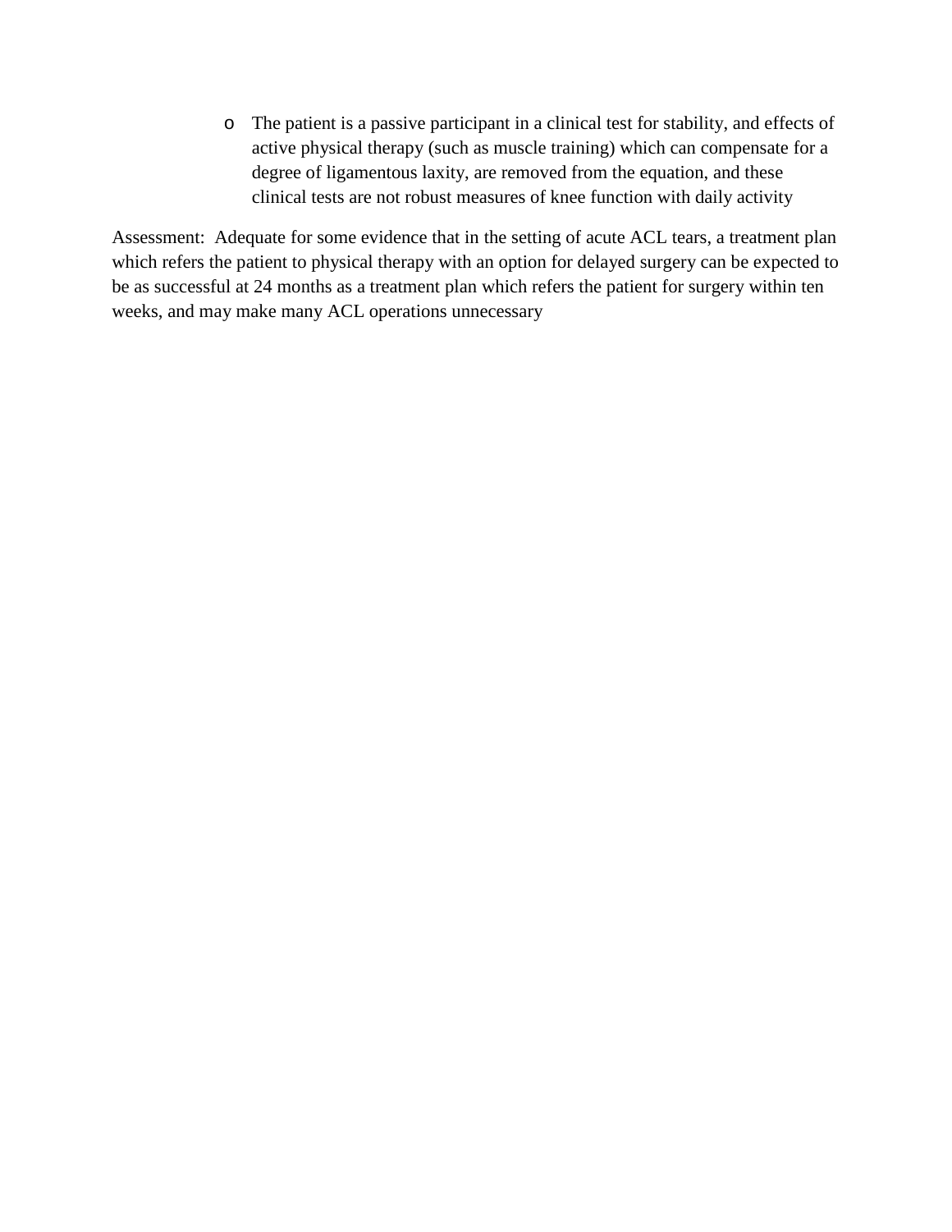- The patient is a passive participant in a clinical test for stability, and effects of active physical therapy (such as muscle training) which can compensate for a degree of ligamentous laxity, are removed from the equation, and these clinical tests are not robust measures of knee function with daily activity

Assessment: Adequate for some evidence that in the setting of acute ACL tears, a treatment plan which refers the patient to physical therapy with an option for delayed surgery can be expected to be as successful at 24 months as a treatment plan which refers the patient for surgery within ten weeks, and may make many ACL operations unnecessary